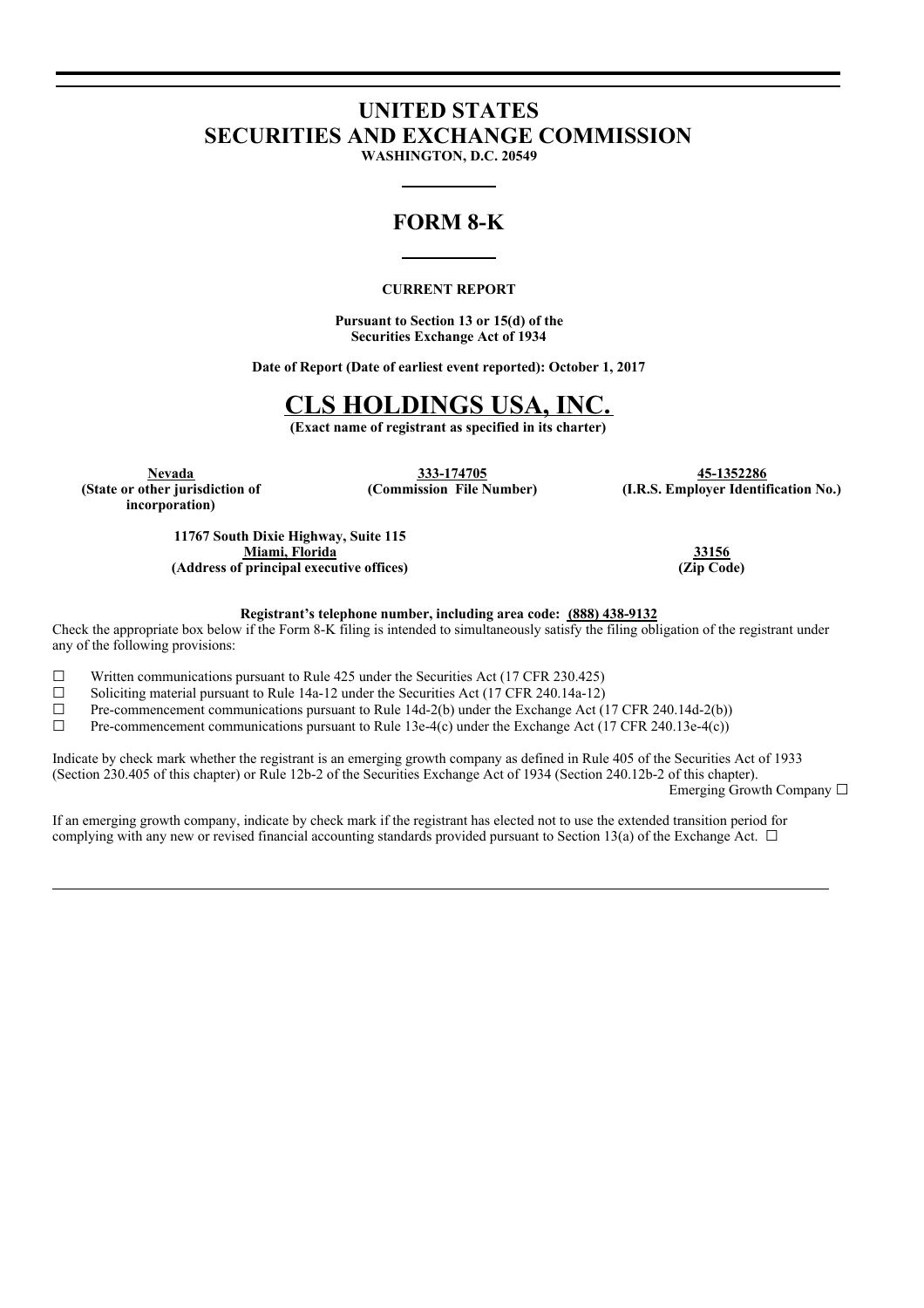# UNITED STATES
# SECURITIES AND EXCHANGE COMMISSION

**WASHINGTON, D.C. 20549**

## FORM 8-K

**CURRENT REPORT**

**Pursuant to Section 13 or 15(d) of the Securities Exchange Act of 1934**

**Date of Report (Date of earliest event reported): October 1, 2017**

# CLS HOLDINGS USA, INC.

**(Exact name of registrant as specified in its charter)**

| Nevada | 333-174705 | 45-1352286 |
|---|---|---|
| **(State or other jurisdiction of incorporation)** | **(Commission File Number)** | **(I.R.S. Employer Identification No.)** |

| 11767 South Dixie Highway, Suite 115 Miami, Florida | 33156 |
|---|---|
| **(Address of principal executive offices)** | **(Zip Code)** |

**Registrant's telephone number, including area code: (888) 438-9132**

Check the appropriate box below if the Form 8-K filing is intended to simultaneously satisfy the filing obligation of the registrant under any of the following provisions:

☐ Written communications pursuant to Rule 425 under the Securities Act (17 CFR 230.425)

☐ Soliciting material pursuant to Rule 14a-12 under the Securities Act (17 CFR 240.14a-12)

☐ Pre-commencement communications pursuant to Rule 14d-2(b) under the Exchange Act (17 CFR 240.14d-2(b))

☐ Pre-commencement communications pursuant to Rule 13e-4(c) under the Exchange Act (17 CFR 240.13e-4(c))

Indicate by check mark whether the registrant is an emerging growth company as defined in Rule 405 of the Securities Act of 1933 (Section 230.405 of this chapter) or Rule 12b-2 of the Securities Exchange Act of 1934 (Section 240.12b-2 of this chapter).

Emerging Growth Company ☐

If an emerging growth company, indicate by check mark if the registrant has elected not to use the extended transition period for complying with any new or revised financial accounting standards provided pursuant to Section 13(a) of the Exchange Act. ☐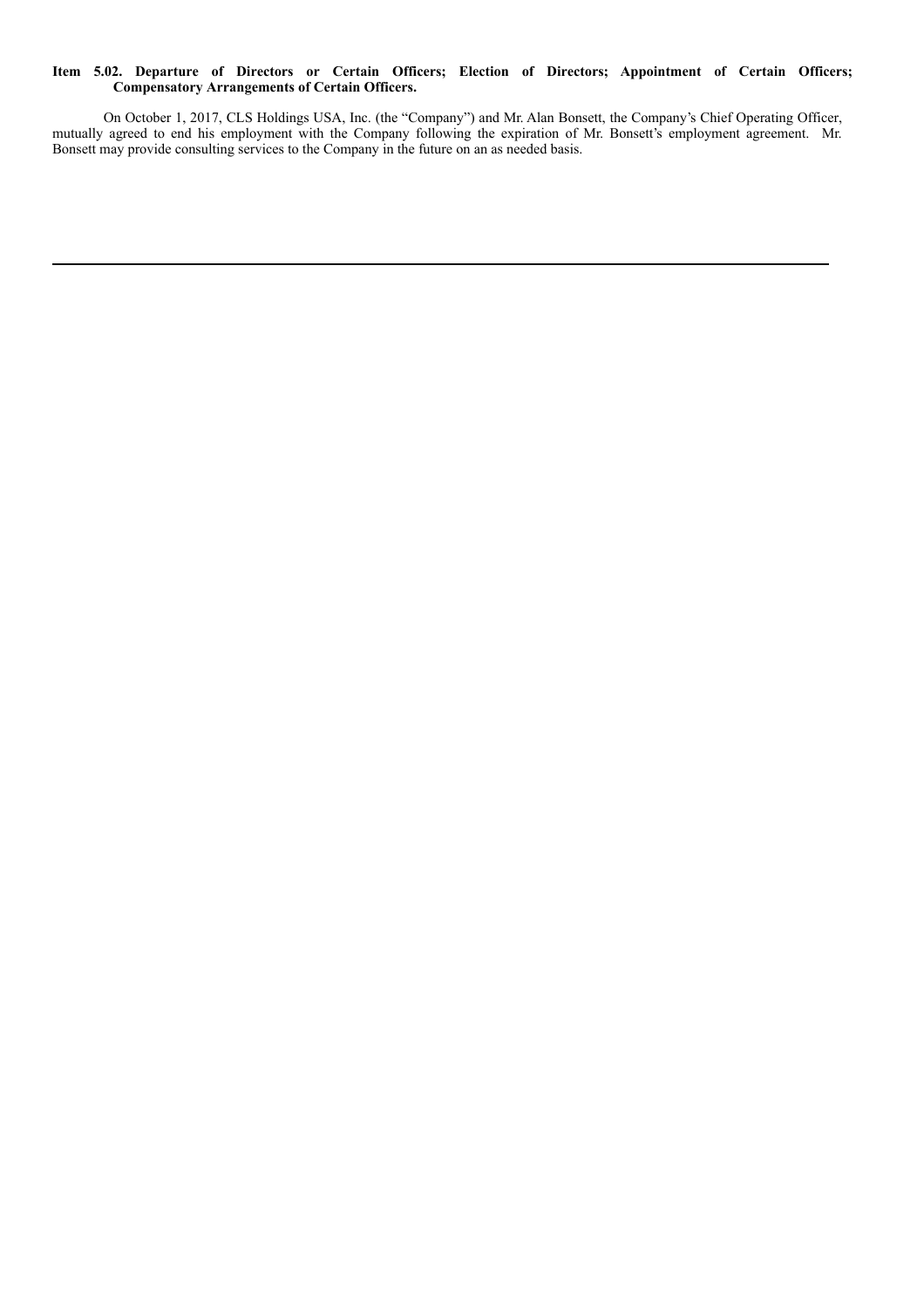**Item 5.02. Departure of Directors or Certain Officers; Election of Directors; Appointment of Certain Officers; Compensatory Arrangements of Certain Officers.**

On October 1, 2017, CLS Holdings USA, Inc. (the "Company") and Mr. Alan Bonsett, the Company's Chief Operating Officer, mutually agreed to end his employment with the Company following the expiration of Mr. Bonsett's employment agreement. Mr. Bonsett may provide consulting services to the Company in the future on an as needed basis.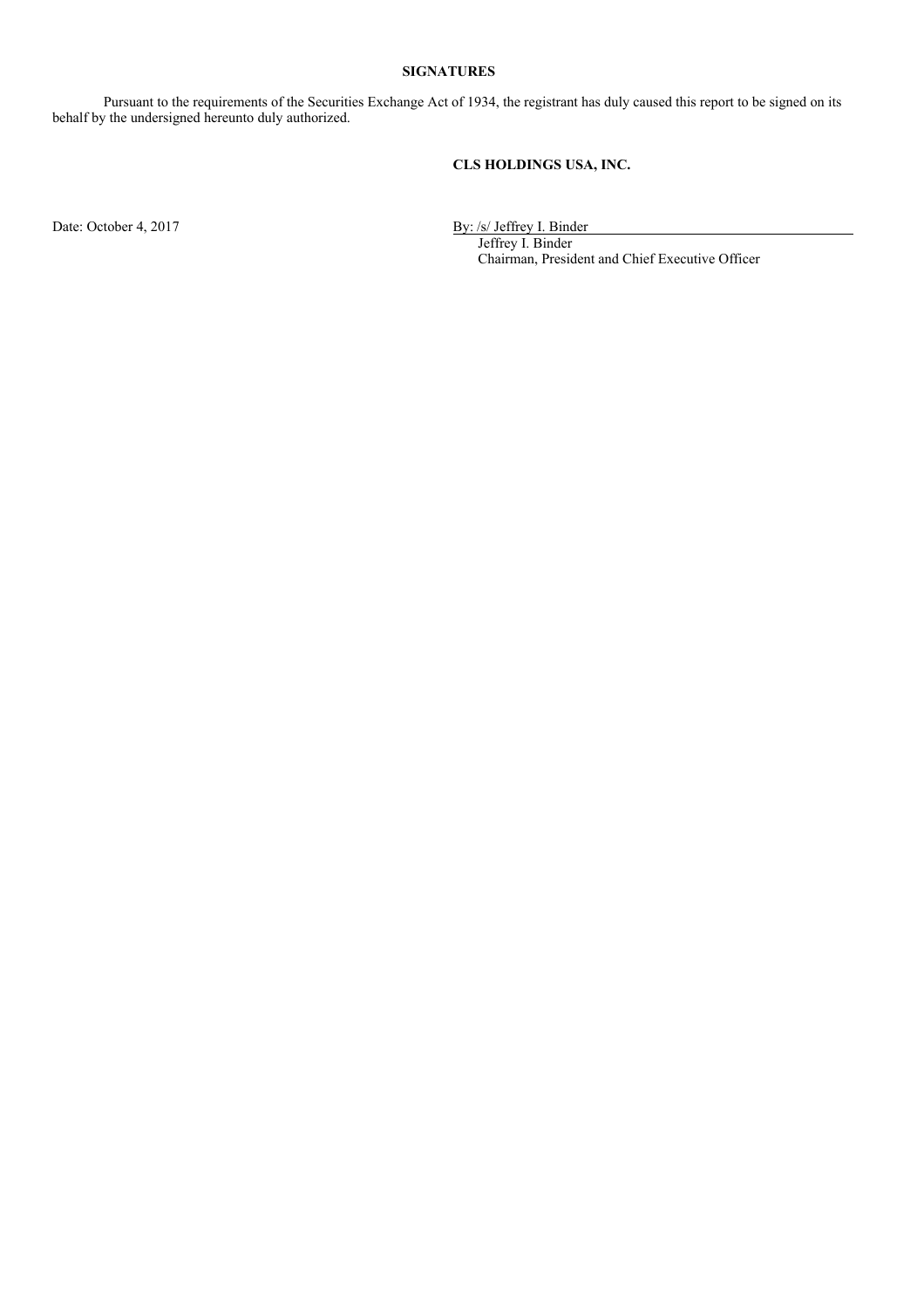**SIGNATURES**

Pursuant to the requirements of the Securities Exchange Act of 1934, the registrant has duly caused this report to be signed on its behalf by the undersigned hereunto duly authorized.

**CLS HOLDINGS USA, INC.**

Date: October 4, 2017

By: /s/ Jeffrey I. Binder
Jeffrey I. Binder
Chairman, President and Chief Executive Officer